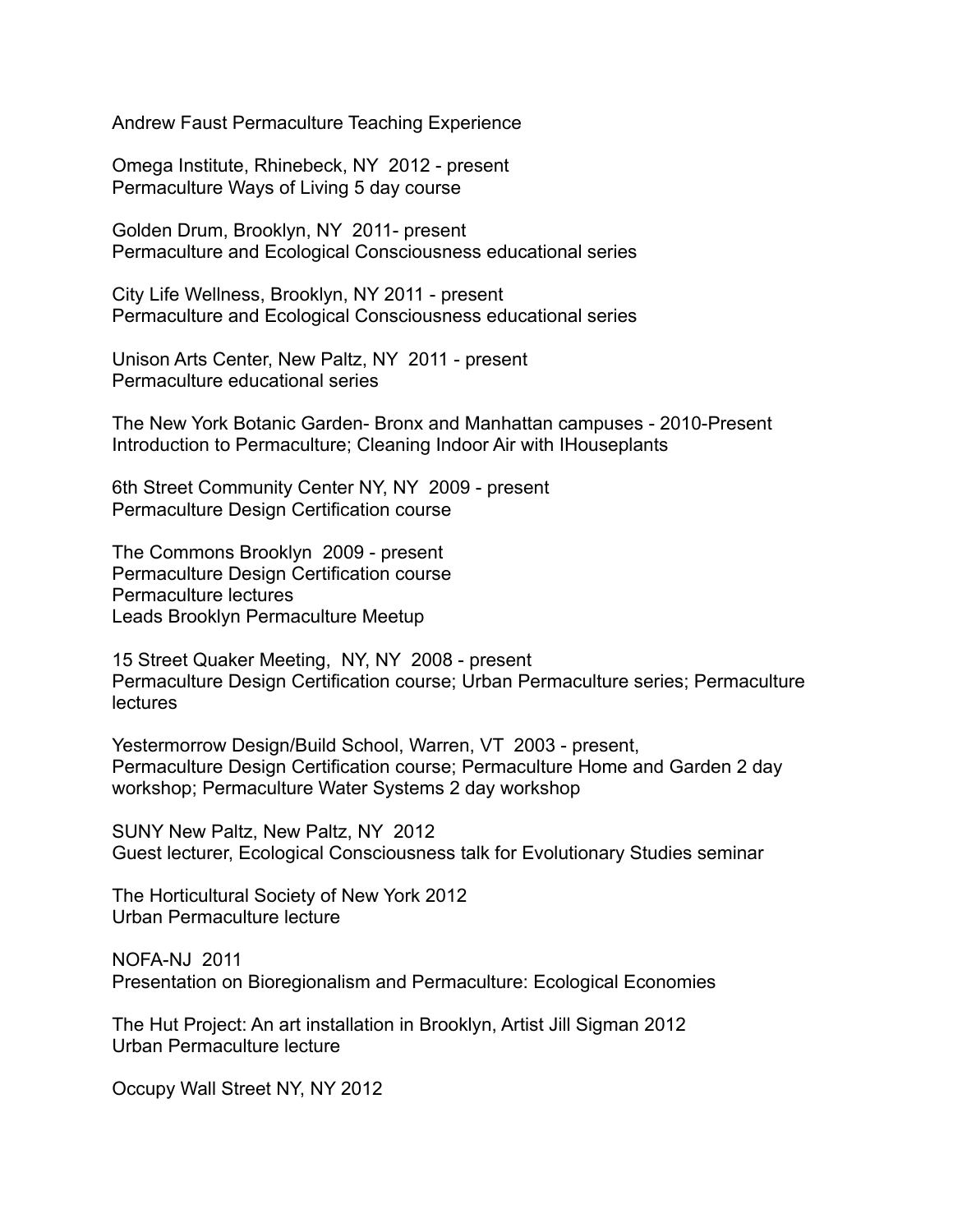Andrew Faust Permaculture Teaching Experience

Omega Institute, Rhinebeck, NY 2012 - present
Permaculture Ways of Living 5 day course

Golden Drum, Brooklyn, NY 2011- present
Permaculture and Ecological Consciousness educational series

City Life Wellness, Brooklyn, NY 2011 - present
Permaculture and Ecological Consciousness educational series

Unison Arts Center, New Paltz, NY 2011 - present
Permaculture educational series

The New York Botanic Garden- Bronx and Manhattan campuses - 2010-Present
Introduction to Permaculture; Cleaning Indoor Air with IHouseplants

6th Street Community Center NY, NY 2009 - present
Permaculture Design Certification course

The Commons Brooklyn 2009 - present
Permaculture Design Certification course
Permaculture lectures
Leads Brooklyn Permaculture Meetup

15 Street Quaker Meeting, NY, NY 2008 - present
Permaculture Design Certification course; Urban Permaculture series; Permaculture lectures

Yestermorrow Design/Build School, Warren, VT 2003 - present,
Permaculture Design Certification course; Permaculture Home and Garden 2 day workshop; Permaculture Water Systems 2 day workshop

SUNY New Paltz, New Paltz, NY 2012
Guest lecturer, Ecological Consciousness talk for Evolutionary Studies seminar

The Horticultural Society of New York 2012
Urban Permaculture lecture

NOFA-NJ 2011
Presentation on Bioregionalism and Permaculture: Ecological Economies

The Hut Project: An art installation in Brooklyn, Artist Jill Sigman 2012
Urban Permaculture lecture

Occupy Wall Street NY, NY 2012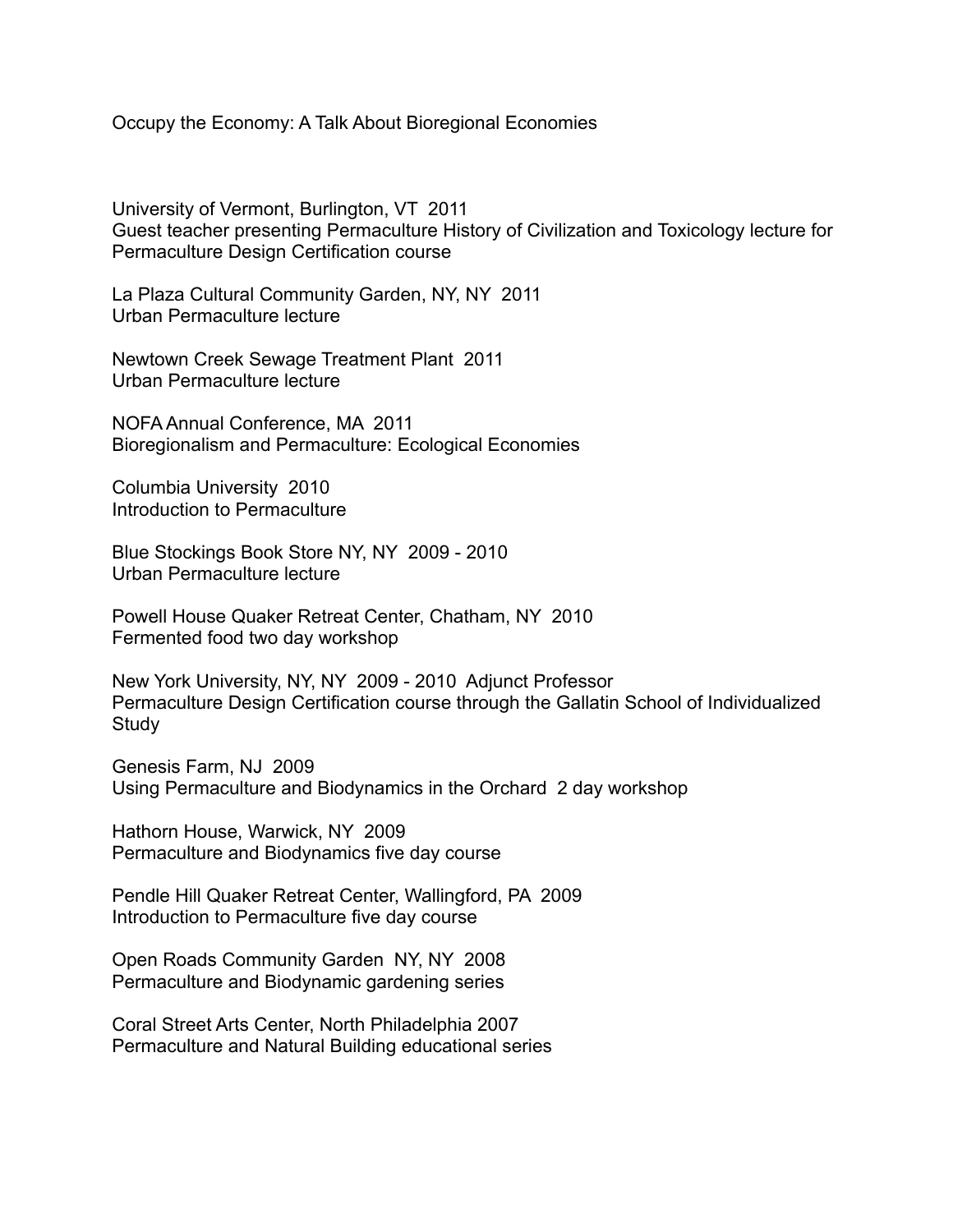Occupy the Economy: A Talk About Bioregional Economies

University of Vermont, Burlington, VT 2011
Guest teacher presenting Permaculture History of Civilization and Toxicology lecture for Permaculture Design Certification course

La Plaza Cultural Community Garden, NY, NY 2011
Urban Permaculture lecture

Newtown Creek Sewage Treatment Plant 2011
Urban Permaculture lecture

NOFA Annual Conference, MA 2011
Bioregionalism and Permaculture: Ecological Economies

Columbia University 2010
Introduction to Permaculture

Blue Stockings Book Store NY, NY 2009 - 2010
Urban Permaculture lecture

Powell House Quaker Retreat Center, Chatham, NY 2010
Fermented food two day workshop

New York University, NY, NY 2009 - 2010 Adjunct Professor
Permaculture Design Certification course through the Gallatin School of Individualized Study

Genesis Farm, NJ 2009
Using Permaculture and Biodynamics in the Orchard 2 day workshop

Hathorn House, Warwick, NY 2009
Permaculture and Biodynamics five day course

Pendle Hill Quaker Retreat Center, Wallingford, PA 2009
Introduction to Permaculture five day course

Open Roads Community Garden NY, NY 2008
Permaculture and Biodynamic gardening series

Coral Street Arts Center, North Philadelphia 2007
Permaculture and Natural Building educational series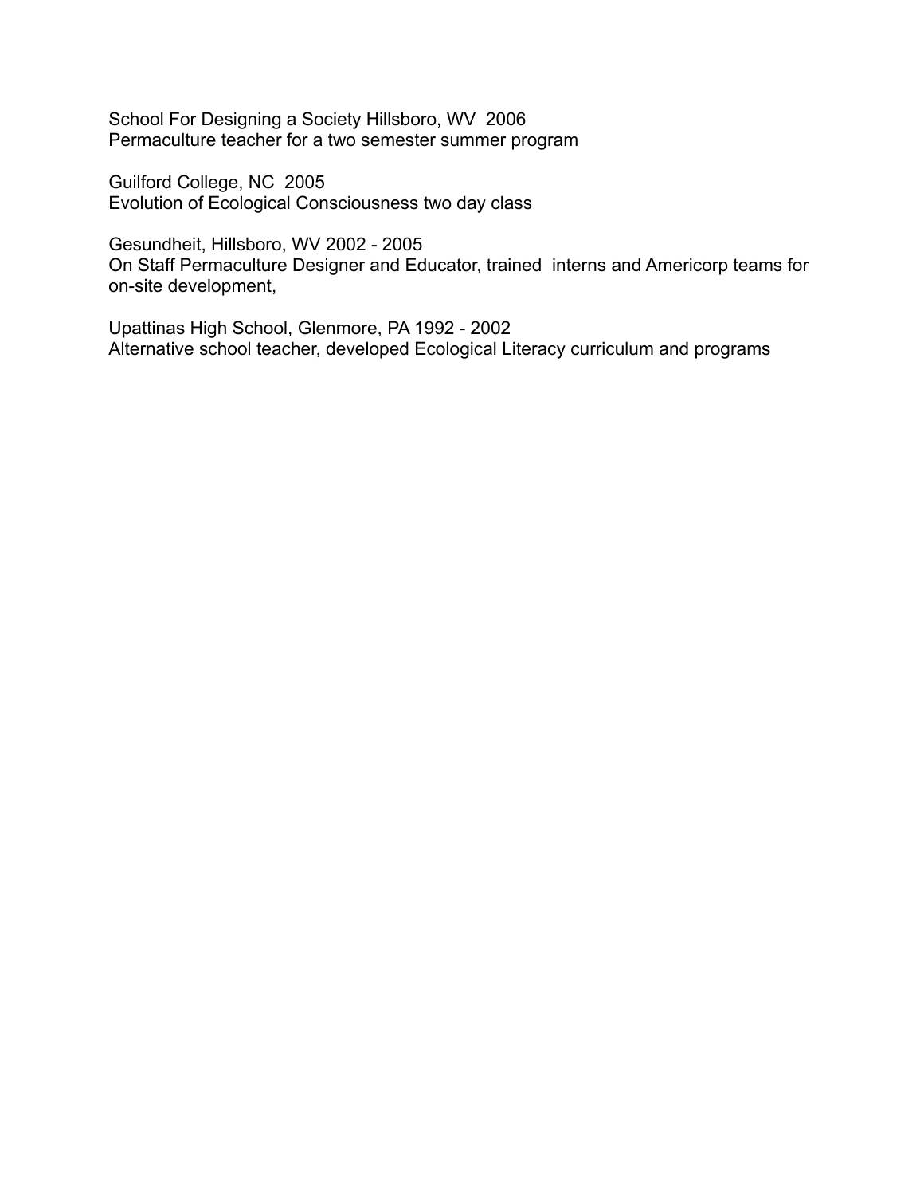School For Designing a Society Hillsboro, WV 2006
Permaculture teacher for a two semester summer program

Guilford College, NC 2005
Evolution of Ecological Consciousness two day class

Gesundheit, Hillsboro, WV 2002 - 2005
On Staff Permaculture Designer and Educator, trained interns and Americorp teams for on-site development,

Upattinas High School, Glenmore, PA 1992 - 2002
Alternative school teacher, developed Ecological Literacy curriculum and programs